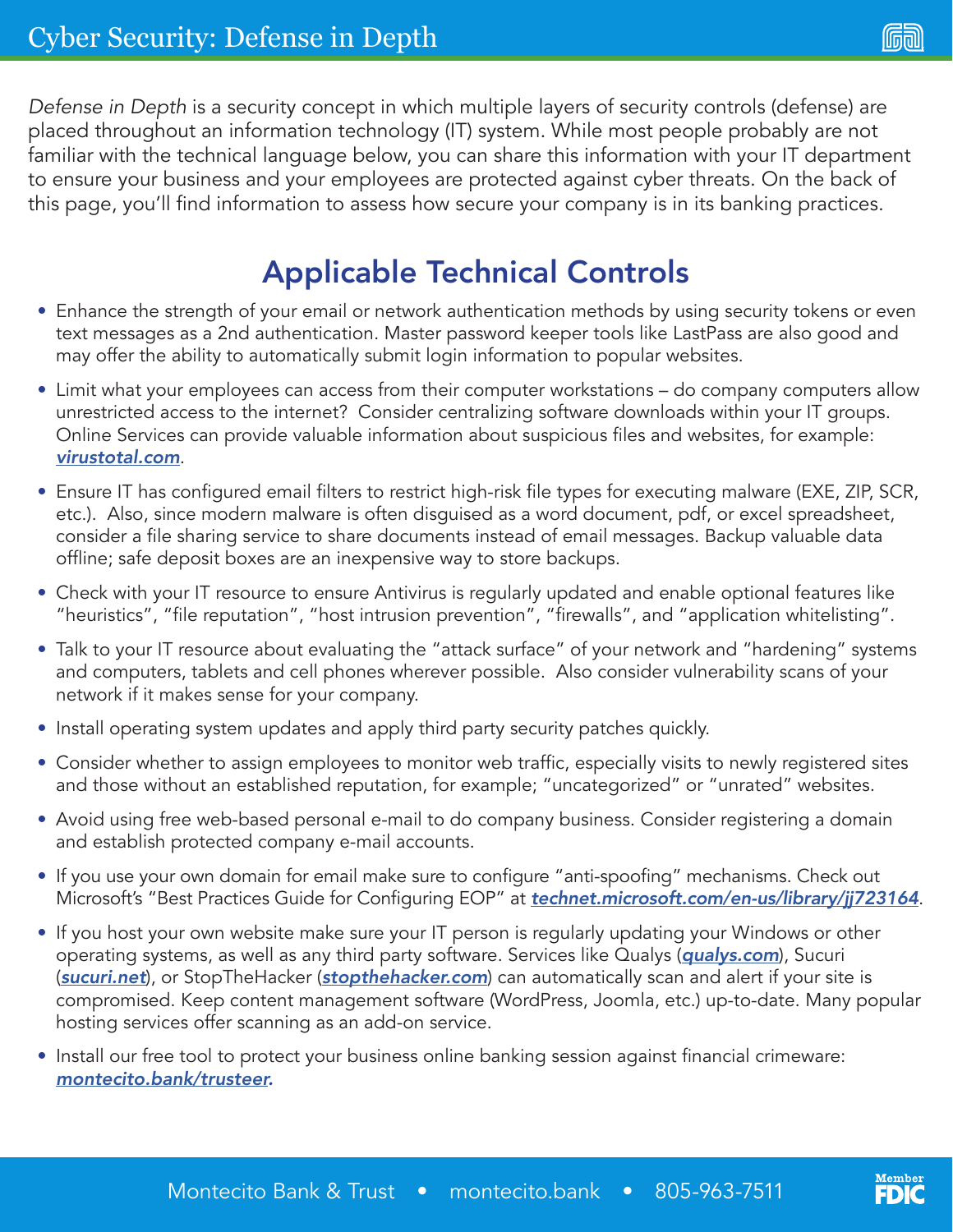# Cyber Security: Defense in Depth

*Defense in Depth* is a security concept in which multiple layers of security controls (defense) are placed throughout an information technology (IT) system. While most people probably are not familiar with the technical language below, you can share this information with your IT department to ensure your business and your employees are protected against cyber threats. On the back of this page, you'll find information to assess how secure your company is in its banking practices.

## Applicable Technical Controls

- Enhance the strength of your email or network authentication methods by using security tokens or even text messages as a 2nd authentication. Master password keeper tools like LastPass are also good and may offer the ability to automatically submit login information to popular websites.
- Limit what your employees can access from their computer workstations – do company computers allow unrestricted access to the internet? Consider centralizing software downloads within your IT groups. Online Services can provide valuable information about suspicious files and websites, for example: ***virustotal.com***.
- Ensure IT has configured email filters to restrict high-risk file types for executing malware (EXE, ZIP, SCR, etc.). Also, since modern malware is often disguised as a word document, pdf, or excel spreadsheet, consider a file sharing service to share documents instead of email messages. Backup valuable data offline; safe deposit boxes are an inexpensive way to store backups.
- Check with your IT resource to ensure Antivirus is regularly updated and enable optional features like "heuristics", "file reputation", "host intrusion prevention", "firewalls", and "application whitelisting".
- Talk to your IT resource about evaluating the "attack surface" of your network and "hardening" systems and computers, tablets and cell phones wherever possible. Also consider vulnerability scans of your network if it makes sense for your company.
- Install operating system updates and apply third party security patches quickly.
- Consider whether to assign employees to monitor web traffic, especially visits to newly registered sites and those without an established reputation, for example; "uncategorized" or "unrated" websites.
- Avoid using free web-based personal e-mail to do company business. Consider registering a domain and establish protected company e-mail accounts.
- If you use your own domain for email make sure to configure "anti-spoofing" mechanisms. Check out Microsoft's "Best Practices Guide for Configuring EOP" at ***technet.microsoft.com/en-us/library/jj723164***.
- If you host your own website make sure your IT person is regularly updating your Windows or other operating systems, as well as any third party software. Services like Qualys (***qualys.com***), Sucuri (***sucuri.net***), or StopTheHacker (***stopthehacker.com***) can automatically scan and alert if your site is compromised. Keep content management software (WordPress, Joomla, etc.) up-to-date. Many popular hosting services offer scanning as an add-on service.
- Install our free tool to protect your business online banking session against financial crimeware: ***montecito.bank/trusteer.***

Montecito Bank & Trust • montecito.bank • 805-963-7511

Member FDIC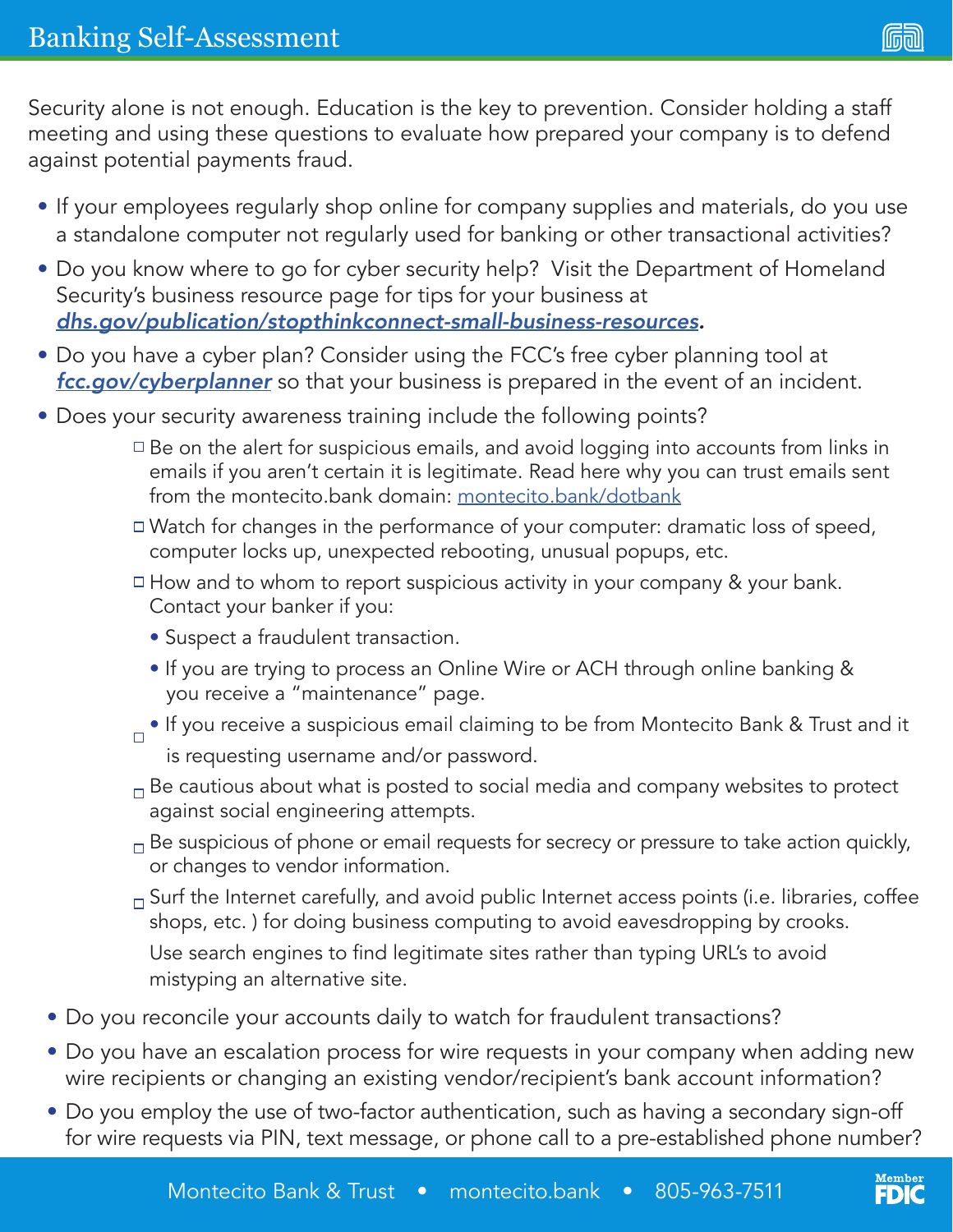# Banking Self-Assessment

Security alone is not enough. Education is the key to prevention. Consider holding a staff meeting and using these questions to evaluate how prepared your company is to defend against potential payments fraud.

- If your employees regularly shop online for company supplies and materials, do you use a standalone computer not regularly used for banking or other transactional activities?
- Do you know where to go for cyber security help? Visit the Department of Homeland Security's business resource page for tips for your business at ***dhs.gov/publication/stopthinkconnect-small-business-resources.***
- Do you have a cyber plan? Consider using the FCC's free cyber planning tool at ***fcc.gov/cyberplanner*** so that your business is prepared in the event of an incident.
- Does your security awareness training include the following points?
  - ☐ Be on the alert for suspicious emails, and avoid logging into accounts from links in emails if you aren't certain it is legitimate. Read here why you can trust emails sent from the montecito.bank domain: montecito.bank/dotbank
  - ☐ Watch for changes in the performance of your computer: dramatic loss of speed, computer locks up, unexpected rebooting, unusual popups, etc.
  - ☐ How and to whom to report suspicious activity in your company & your bank. Contact your banker if you:
    - Suspect a fraudulent transaction.
    - If you are trying to process an Online Wire or ACH through online banking & you receive a "maintenance" page.
    - If you receive a suspicious email claiming to be from Montecito Bank & Trust and it is requesting username and/or password.
  - ☐ Be cautious about what is posted to social media and company websites to protect against social engineering attempts.
  - ☐ Be suspicious of phone or email requests for secrecy or pressure to take action quickly, or changes to vendor information.
  - ☐ Surf the Internet carefully, and avoid public Internet access points (i.e. libraries, coffee shops, etc. ) for doing business computing to avoid eavesdropping by crooks.

    Use search engines to find legitimate sites rather than typing URL's to avoid mistyping an alternative site.
- Do you reconcile your accounts daily to watch for fraudulent transactions?
- Do you have an escalation process for wire requests in your company when adding new wire recipients or changing an existing vendor/recipient's bank account information?
- Do you employ the use of two-factor authentication, such as having a secondary sign-off for wire requests via PIN, text message, or phone call to a pre-established phone number?

Montecito Bank & Trust • montecito.bank • 805-963-7511

Member FDIC